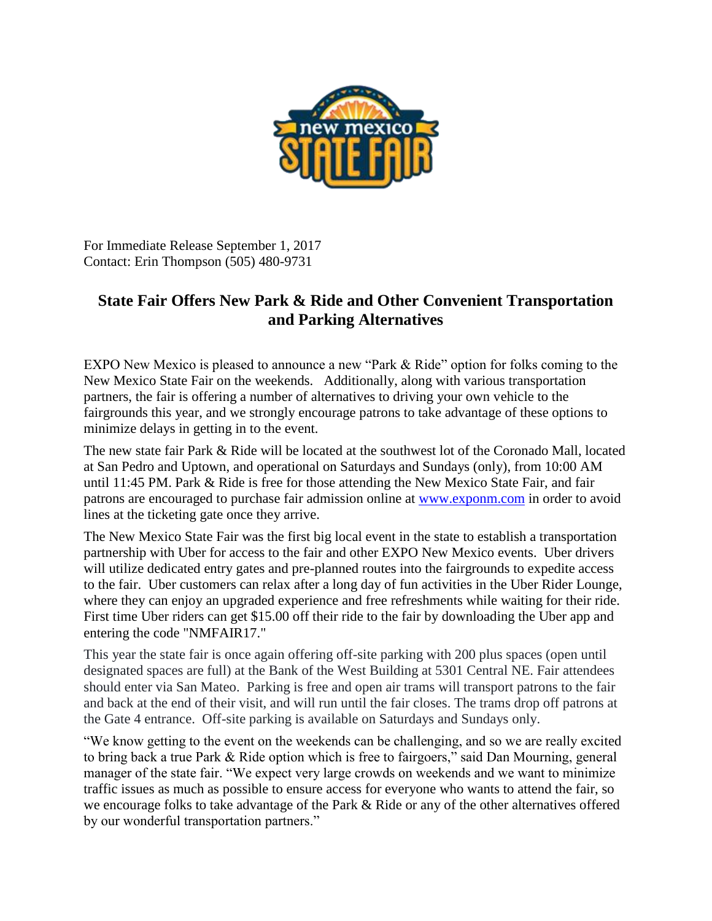For Immediate Release September 1, 2017
Contact: Erin Thompson (505) 480-9731

## State Fair Offers New Park & Ride and Other Convenient Transportation and Parking Alternatives

EXPO New Mexico is pleased to announce a new "Park & Ride" option for folks coming to the New Mexico State Fair on the weekends. Additionally, along with various transportation partners, the fair is offering a number of alternatives to driving your own vehicle to the fairgrounds this year, and we strongly encourage patrons to take advantage of these options to minimize delays in getting in to the event.

The new state fair Park & Ride will be located at the southwest lot of the Coronado Mall, located at San Pedro and Uptown, and operational on Saturdays and Sundays (only), from 10:00 AM until 11:45 PM. Park & Ride is free for those attending the New Mexico State Fair, and fair patrons are encouraged to purchase fair admission online at [www.exponm.com](http://www.exponm.com) in order to avoid lines at the ticketing gate once they arrive.

The New Mexico State Fair was the first big local event in the state to establish a transportation partnership with Uber for access to the fair and other EXPO New Mexico events. Uber drivers will utilize dedicated entry gates and pre-planned routes into the fairgrounds to expedite access to the fair. Uber customers can relax after a long day of fun activities in the Uber Rider Lounge, where they can enjoy an upgraded experience and free refreshments while waiting for their ride. First time Uber riders can get $15.00 off their ride to the fair by downloading the Uber app and entering the code "NMFAIR17."

This year the state fair is once again offering off-site parking with 200 plus spaces (open until designated spaces are full) at the Bank of the West Building at 5301 Central NE. Fair attendees should enter via San Mateo. Parking is free and open air trams will transport patrons to the fair and back at the end of their visit, and will run until the fair closes. The trams drop off patrons at the Gate 4 entrance. Off-site parking is available on Saturdays and Sundays only.

"We know getting to the event on the weekends can be challenging, and so we are really excited to bring back a true Park & Ride option which is free to fairgoers," said Dan Mourning, general manager of the state fair. "We expect very large crowds on weekends and we want to minimize traffic issues as much as possible to ensure access for everyone who wants to attend the fair, so we encourage folks to take advantage of the Park & Ride or any of the other alternatives offered by our wonderful transportation partners."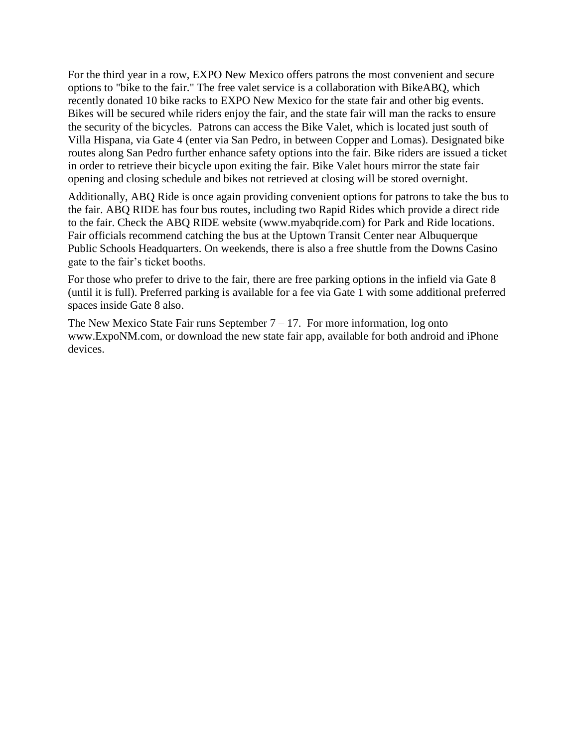For the third year in a row, EXPO New Mexico offers patrons the most convenient and secure options to "bike to the fair." The free valet service is a collaboration with BikeABQ, which recently donated 10 bike racks to EXPO New Mexico for the state fair and other big events. Bikes will be secured while riders enjoy the fair, and the state fair will man the racks to ensure the security of the bicycles. Patrons can access the Bike Valet, which is located just south of Villa Hispana, via Gate 4 (enter via San Pedro, in between Copper and Lomas). Designated bike routes along San Pedro further enhance safety options into the fair. Bike riders are issued a ticket in order to retrieve their bicycle upon exiting the fair. Bike Valet hours mirror the state fair opening and closing schedule and bikes not retrieved at closing will be stored overnight.

Additionally, ABQ Ride is once again providing convenient options for patrons to take the bus to the fair. ABQ RIDE has four bus routes, including two Rapid Rides which provide a direct ride to the fair. Check the ABQ RIDE website (www.myabqride.com) for Park and Ride locations. Fair officials recommend catching the bus at the Uptown Transit Center near Albuquerque Public Schools Headquarters. On weekends, there is also a free shuttle from the Downs Casino gate to the fair's ticket booths.

For those who prefer to drive to the fair, there are free parking options in the infield via Gate 8 (until it is full). Preferred parking is available for a fee via Gate 1 with some additional preferred spaces inside Gate 8 also.

The New Mexico State Fair runs September 7 – 17. For more information, log onto www.ExpoNM.com, or download the new state fair app, available for both android and iPhone devices.